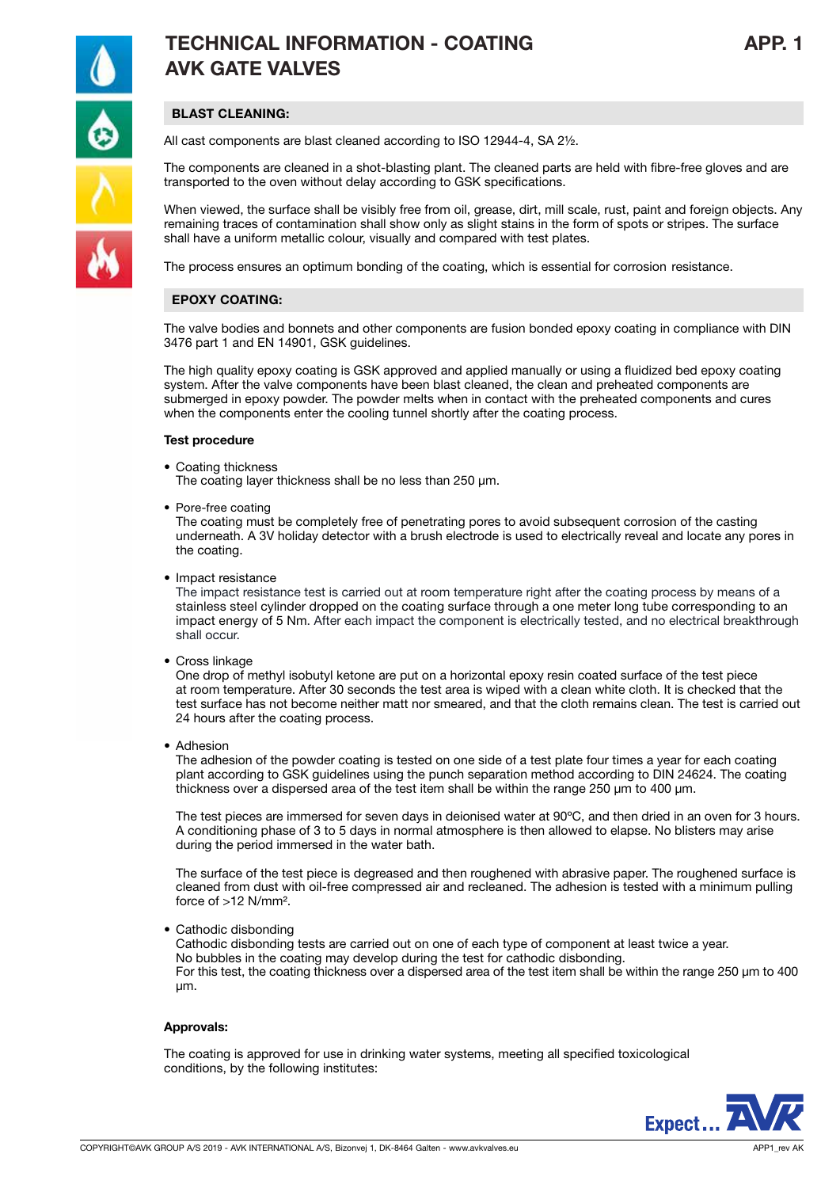# TECHNICAL INFORMATION - COATING AVK GATE VALVES

APP. 1

## BLAST CLEANING:

All cast components are blast cleaned according to ISO 12944-4, SA 2½.

The components are cleaned in a shot-blasting plant. The cleaned parts are held with fibre-free gloves and are transported to the oven without delay according to GSK specifications.

When viewed, the surface shall be visibly free from oil, grease, dirt, mill scale, rust, paint and foreign objects. Any remaining traces of contamination shall show only as slight stains in the form of spots or stripes. The surface shall have a uniform metallic colour, visually and compared with test plates.

The process ensures an optimum bonding of the coating, which is essential for corrosion resistance.

## EPOXY COATING:

The valve bodies and bonnets and other components are fusion bonded epoxy coating in compliance with DIN 3476 part 1 and EN 14901, GSK guidelines.

The high quality epoxy coating is GSK approved and applied manually or using a fluidized bed epoxy coating system. After the valve components have been blast cleaned, the clean and preheated components are submerged in epoxy powder. The powder melts when in contact with the preheated components and cures when the components enter the cooling tunnel shortly after the coating process.

**Test procedure**

- Coating thickness
  The coating layer thickness shall be no less than 250 µm.

- Pore-free coating
  The coating must be completely free of penetrating pores to avoid subsequent corrosion of the casting underneath. A 3V holiday detector with a brush electrode is used to electrically reveal and locate any pores in the coating.

- Impact resistance
  The impact resistance test is carried out at room temperature right after the coating process by means of a stainless steel cylinder dropped on the coating surface through a one meter long tube corresponding to an impact energy of 5 Nm. After each impact the component is electrically tested, and no electrical breakthrough shall occur.

- Cross linkage
  One drop of methyl isobutyl ketone are put on a horizontal epoxy resin coated surface of the test piece at room temperature. After 30 seconds the test area is wiped with a clean white cloth. It is checked that the test surface has not become neither matt nor smeared, and that the cloth remains clean. The test is carried out 24 hours after the coating process.

- Adhesion
  The adhesion of the powder coating is tested on one side of a test plate four times a year for each coating plant according to GSK guidelines using the punch separation method according to DIN 24624. The coating thickness over a dispersed area of the test item shall be within the range 250 µm to 400 µm.

  The test pieces are immersed for seven days in deionised water at 90ºC, and then dried in an oven for 3 hours. A conditioning phase of 3 to 5 days in normal atmosphere is then allowed to elapse. No blisters may arise during the period immersed in the water bath.

  The surface of the test piece is degreased and then roughened with abrasive paper. The roughened surface is cleaned from dust with oil-free compressed air and recleaned. The adhesion is tested with a minimum pulling force of >12 N/mm².

- Cathodic disbonding
  Cathodic disbonding tests are carried out on one of each type of component at least twice a year.
  No bubbles in the coating may develop during the test for cathodic disbonding.
  For this test, the coating thickness over a dispersed area of the test item shall be within the range 250 µm to 400 µm.

**Approvals:**

The coating is approved for use in drinking water systems, meeting all specified toxicological conditions, by the following institutes: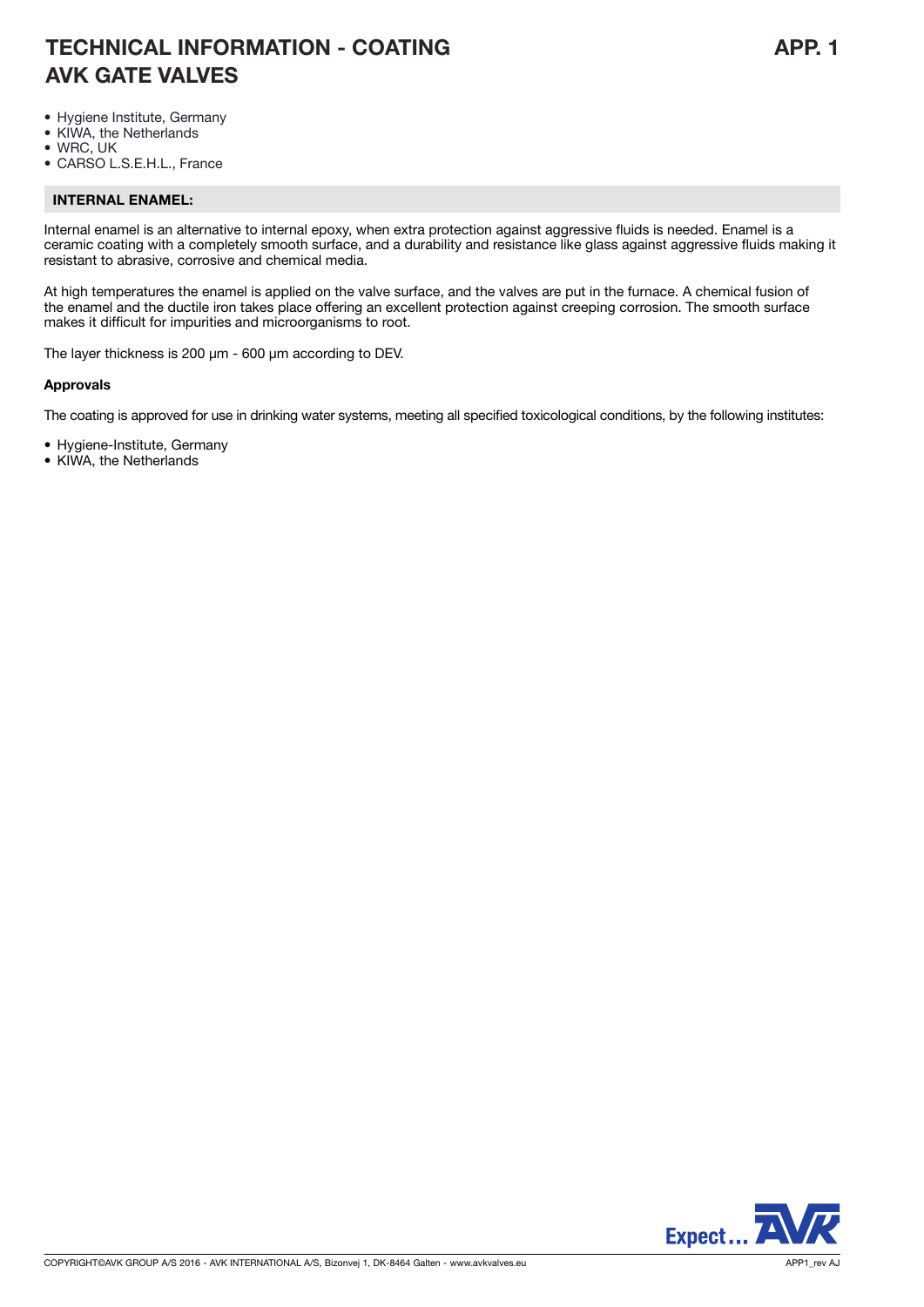- Hygiene Institute, Germany
- KIWA, the Netherlands
- WRC, UK
- CARSO L.S.E.H.L., France

## INTERNAL ENAMEL:

Internal enamel is an alternative to internal epoxy, when extra protection against aggressive fluids is needed. Enamel is a ceramic coating with a completely smooth surface, and a durability and resistance like glass against aggressive fluids making it resistant to abrasive, corrosive and chemical media.

At high temperatures the enamel is applied on the valve surface, and the valves are put in the furnace. A chemical fusion of the enamel and the ductile iron takes place offering an excellent protection against creeping corrosion. The smooth surface makes it difficult for impurities and microorganisms to root.

The layer thickness is 200 µm - 600 µm according to DEV.

**Approvals**

The coating is approved for use in drinking water systems, meeting all specified toxicological conditions, by the following institutes:

- Hygiene-Institute, Germany
- KIWA, the Netherlands